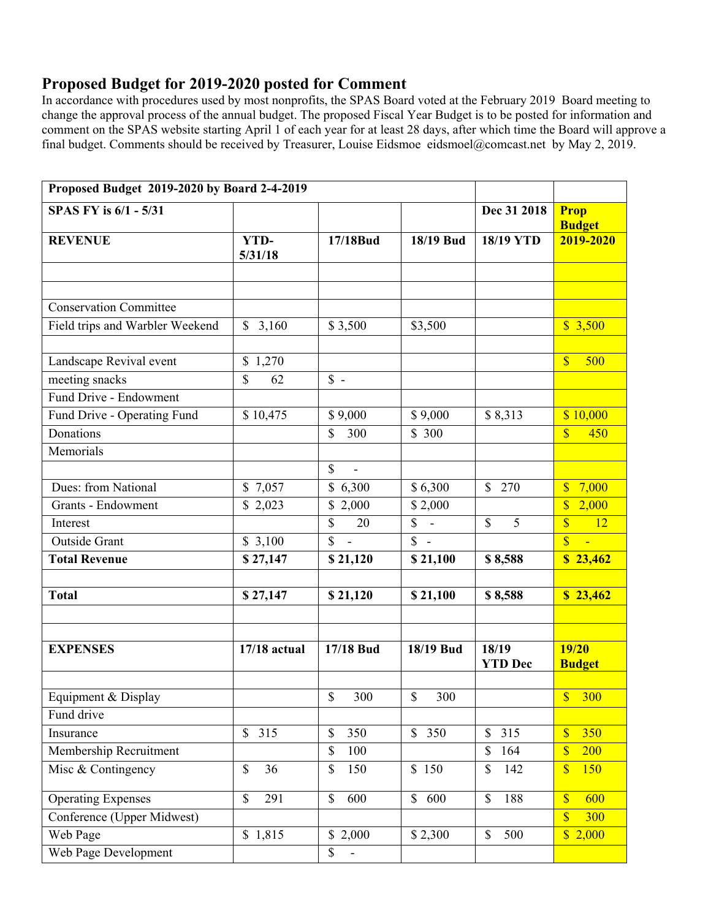## Proposed Budget for 2019-2020 posted for Comment

In accordance with procedures used by most nonprofits, the SPAS Board voted at the February 2019 Board meeting to change the approval process of the annual budget. The proposed Fiscal Year Budget is to be posted for information and comment on the SPAS website starting April 1 of each year for at least 28 days, after which time the Board will approve a final budget. Comments should be received by Treasurer, Louise Eidsmoe eidsmoel@comcast.net by May 2, 2019.

| **Proposed Budget 2019-2020 by Board 2-4-2019** | | | | | |
|---|---|---|---|---|---|
| **SPAS FY is 6/1 - 5/31** | | | | **Dec 31 2018** | **Prop Budget** |
| **REVENUE** | **YTD-5/31/18** | **17/18Bud** | **18/19 Bud** | **18/19 YTD** | **2019-2020** |
| | | | | | |
| | | | | | |
| Conservation Committee | | | | | |
| Field trips and Warbler Weekend | $ 3,160 | $ 3,500 | $3,500 | | $ 3,500 |
| | | | | | |
| Landscape Revival event | $ 1,270 | | | | $ 500 |
| meeting snacks | $ 62 | $ - | | | |
| Fund Drive - Endowment | | | | | |
| Fund Drive - Operating Fund | $ 10,475 | $ 9,000 | $ 9,000 | $ 8,313 | $ 10,000 |
| Donations | | $ 300 | $ 300 | | $ 450 |
| Memorials | | | | | |
| | | $ - | | | |
| Dues: from National | $ 7,057 | $ 6,300 | $ 6,300 | $ 270 | $ 7,000 |
| Grants - Endowment | $ 2,023 | $ 2,000 | $ 2,000 | | $ 2,000 |
| Interest | | $ 20 | $ - | $ 5 | $ 12 |
| Outside Grant | $ 3,100 | $ - | $ - | | $ - |
| **Total Revenue** | **$ 27,147** | **$ 21,120** | **$ 21,100** | **$ 8,588** | **$ 23,462** |
| | | | | | |
| **Total** | **$ 27,147** | **$ 21,120** | **$ 21,100** | **$ 8,588** | **$ 23,462** |
| | | | | | |
| | | | | | |
| **EXPENSES** | **17/18 actual** | **17/18 Bud** | **18/19 Bud** | **18/19 YTD Dec** | **19/20 Budget** |
| | | | | | |
| Equipment & Display | | $ 300 | $ 300 | | $ 300 |
| Fund drive | | | | | |
| Insurance | $ 315 | $ 350 | $ 350 | $ 315 | $ 350 |
| Membership Recruitment | | $ 100 | | $ 164 | $ 200 |
| Misc & Contingency | $ 36 | $ 150 | $ 150 | $ 142 | $ 150 |
| Operating Expenses | $ 291 | $ 600 | $ 600 | $ 188 | $ 600 |
| Conference (Upper Midwest) | | | | | $ 300 |
| Web Page | $ 1,815 | $ 2,000 | $ 2,300 | $ 500 | $ 2,000 |
| Web Page Development | | $ - | | | |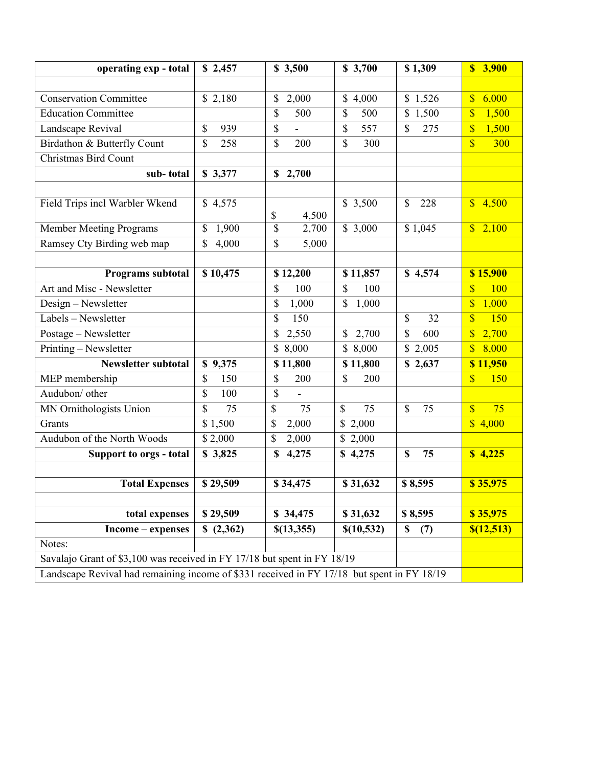| | | | | | |
|---|---|---|---|---|---|
| **operating exp - total** | **$ 2,457** | **$ 3,500** | **$ 3,700** | **$ 1,309** | **$ 3,900** |
| | | | | | |
| Conservation Committee | $ 2,180 | $ 2,000 | $ 4,000 | $ 1,526 | $ 6,000 |
| Education Committee | | $ 500 | $ 500 | $ 1,500 | $ 1,500 |
| Landscape Revival | $ 939 | $ - | $ 557 | $ 275 | $ 1,500 |
| Birdathon & Butterfly Count | $ 258 | $ 200 | $ 300 | | $ 300 |
| Christmas Bird Count | | | | | |
| **sub- total** | **$ 3,377** | **$ 2,700** | | | |
| | | | | | |
| Field Trips incl Warbler Wkend | $ 4,575 | $ 4,500 | $ 3,500 | $ 228 | $ 4,500 |
| Member Meeting Programs | $ 1,900 | $ 2,700 | $ 3,000 | $ 1,045 | $ 2,100 |
| Ramsey Cty Birding web map | $ 4,000 | $ 5,000 | | | |
| | | | | | |
| **Programs subtotal** | **$ 10,475** | **$ 12,200** | **$ 11,857** | **$ 4,574** | **$ 15,900** |
| Art and Misc - Newsletter | | $ 100 | $ 100 | | $ 100 |
| Design – Newsletter | | $ 1,000 | $ 1,000 | | $ 1,000 |
| Labels – Newsletter | | $ 150 | | $ 32 | $ 150 |
| Postage – Newsletter | | $ 2,550 | $ 2,700 | $ 600 | $ 2,700 |
| Printing – Newsletter | | $ 8,000 | $ 8,000 | $ 2,005 | $ 8,000 |
| **Newsletter subtotal** | **$ 9,375** | **$ 11,800** | **$ 11,800** | **$ 2,637** | **$ 11,950** |
| MEP membership | $ 150 | $ 200 | $ 200 | | $ 150 |
| Audubon/ other | $ 100 | $ - | | | |
| MN Ornithologists Union | $ 75 | $ 75 | $ 75 | $ 75 | $ 75 |
| Grants | $ 1,500 | $ 2,000 | $ 2,000 | | $ 4,000 |
| Audubon of the North Woods | $ 2,000 | $ 2,000 | $ 2,000 | | |
| **Support to orgs - total** | **$ 3,825** | **$ 4,275** | **$ 4,275** | **$ 75** | **$ 4,225** |
| | | | | | |
| **Total Expenses** | **$ 29,509** | **$ 34,475** | **$ 31,632** | **$ 8,595** | **$ 35,975** |
| | | | | | |
| **total expenses** | **$ 29,509** | **$ 34,475** | **$ 31,632** | **$ 8,595** | **$ 35,975** |
| **Income – expenses** | **$ (2,362)** | **$(13,355)** | **$(10,532)** | **$ (7)** | **$(12,513)** |
| Notes: | | | | | |
| Savalajo Grant of $3,100 was received in FY 17/18 but spent in FY 18/19 | | | | | |
| Landscape Revival had remaining income of $331 received in FY 17/18 but spent in FY 18/19 | | | | | |